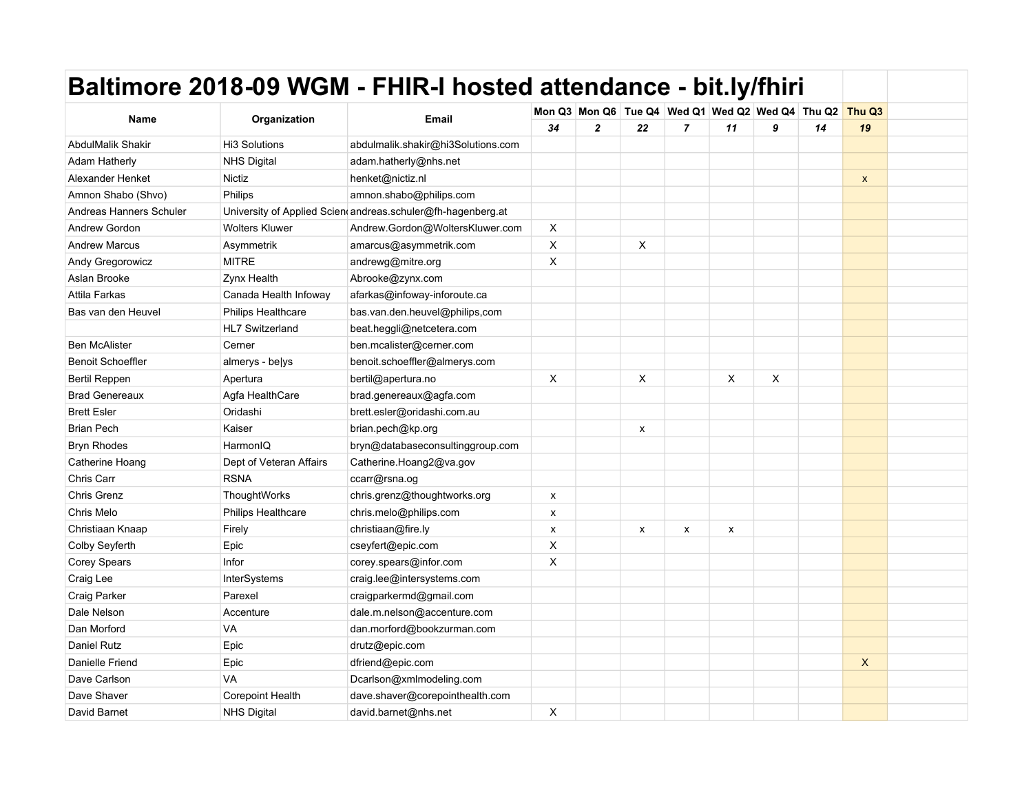# Baltimore 2018-09 WGM - FHIR-I hosted attendance - bit.ly/fhiri

| Name | Organization | Email | Mon Q3 | Mon Q6 | Tue Q4 | Wed Q1 | Wed Q2 | Wed Q4 | Thu Q2 | Thu Q3 |
|---|---|---|---|---|---|---|---|---|---|---|
| | | | *34* | *2* | *22* | *7* | *11* | *9* | *14* | *19* |
| AbdulMalik Shakir | Hi3 Solutions | abdulmalik.shakir@hi3Solutions.com | | | | | | | | |
| Adam Hatherly | NHS Digital | adam.hatherly@nhs.net | | | | | | | | |
| Alexander Henket | Nictiz | henket@nictiz.nl | | | | | | | | x |
| Amnon Shabo (Shvo) | Philips | amnon.shabo@philips.com | | | | | | | | |
| Andreas Hanners Schuler | University of Applied Scien | andreas.schuler@fh-hagenberg.at | | | | | | | | |
| Andrew Gordon | Wolters Kluwer | Andrew.Gordon@WoltersKluwer.com | X | | | | | | | |
| Andrew Marcus | Asymmetrik | amarcus@asymmetrik.com | X | | X | | | | | |
| Andy Gregorowicz | MITRE | andrewg@mitre.org | X | | | | | | | |
| Aslan Brooke | Zynx Health | Abrooke@zynx.com | | | | | | | | |
| Attila Farkas | Canada Health Infoway | afarkas@infoway-inforoute.ca | | | | | | | | |
| Bas van den Heuvel | Philips Healthcare | bas.van.den.heuvel@philips,com | | | | | | | | |
| | HL7 Switzerland | beat.heggli@netcetera.com | | | | | | | | |
| Ben McAlister | Cerner | ben.mcalister@cerner.com | | | | | | | | |
| Benoit Schoeffler | almerys - be\|ys | benoit.schoeffler@almerys.com | | | | | | | | |
| Bertil Reppen | Apertura | bertil@apertura.no | X | | X | | X | X | | |
| Brad Genereaux | Agfa HealthCare | brad.genereaux@agfa.com | | | | | | | | |
| Brett Esler | Oridashi | brett.esler@oridashi.com.au | | | | | | | | |
| Brian Pech | Kaiser | brian.pech@kp.org | | | x | | | | | |
| Bryn Rhodes | HarmonIQ | bryn@databaseconsultinggroup.com | | | | | | | | |
| Catherine Hoang | Dept of Veteran Affairs | Catherine.Hoang2@va.gov | | | | | | | | |
| Chris Carr | RSNA | ccarr@rsna.og | | | | | | | | |
| Chris Grenz | ThoughtWorks | chris.grenz@thoughtworks.org | x | | | | | | | |
| Chris Melo | Philips Healthcare | chris.melo@philips.com | x | | | | | | | |
| Christiaan Knaap | Firely | christiaan@fire.ly | x | | x | x | x | | | |
| Colby Seyferth | Epic | cseyfert@epic.com | X | | | | | | | |
| Corey Spears | Infor | corey.spears@infor.com | X | | | | | | | |
| Craig Lee | InterSystems | craig.lee@intersystems.com | | | | | | | | |
| Craig Parker | Parexel | craigparkermd@gmail.com | | | | | | | | |
| Dale Nelson | Accenture | dale.m.nelson@accenture.com | | | | | | | | |
| Dan Morford | VA | dan.morford@bookzurman.com | | | | | | | | |
| Daniel Rutz | Epic | drutz@epic.com | | | | | | | | |
| Danielle Friend | Epic | dfriend@epic.com | | | | | | | | X |
| Dave Carlson | VA | Dcarlson@xmlmodeling.com | | | | | | | | |
| Dave Shaver | Corepoint Health | dave.shaver@corepointhealth.com | | | | | | | | |
| David Barnet | NHS Digital | david.barnet@nhs.net | X | | | | | | | |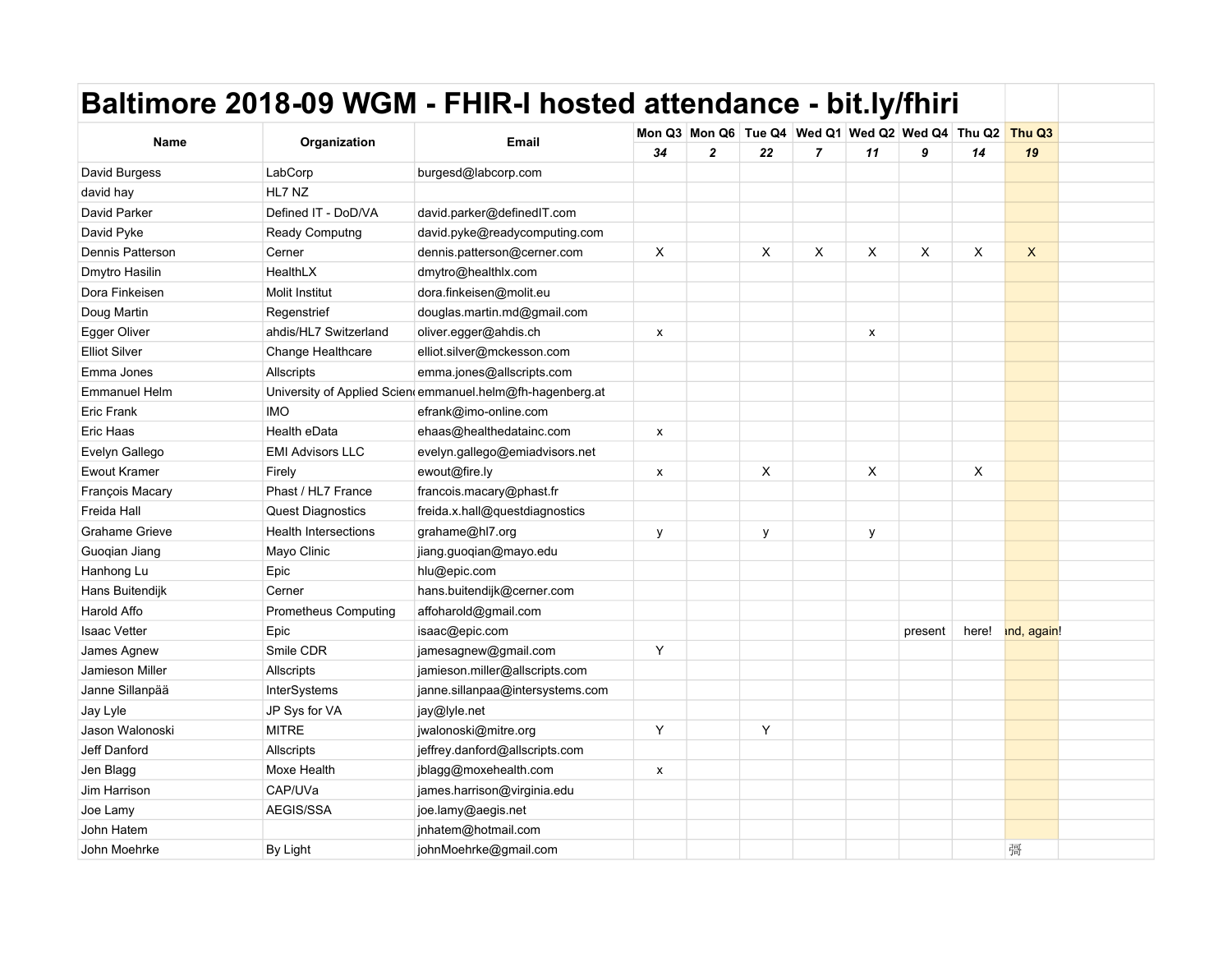# Baltimore 2018-09 WGM - FHIR-I hosted attendance - bit.ly/fhiri

| Name | Organization | Email | Mon Q3 | Mon Q6 | Tue Q4 | Wed Q1 | Wed Q2 | Wed Q4 | Thu Q2 | Thu Q3 | |
|---|---|---|---|---|---|---|---|---|---|---|---|
| | | | *34* | *2* | *22* | *7* | *11* | *9* | *14* | *19* | |
| David Burgess | LabCorp | burgesd@labcorp.com | | | | | | | | | |
| david hay | HL7 NZ | | | | | | | | | | |
| David Parker | Defined IT - DoD/VA | david.parker@definedIT.com | | | | | | | | | |
| David Pyke | Ready Computng | david.pyke@readycomputing.com | | | | | | | | | |
| Dennis Patterson | Cerner | dennis.patterson@cerner.com | X | | X | X | X | X | X | X | |
| Dmytro Hasilin | HealthLX | dmytro@healthlx.com | | | | | | | | | |
| Dora Finkeisen | Molit Institut | dora.finkeisen@molit.eu | | | | | | | | | |
| Doug Martin | Regenstrief | douglas.martin.md@gmail.com | | | | | | | | | |
| Egger Oliver | ahdis/HL7 Switzerland | oliver.egger@ahdis.ch | x | | | | x | | | | |
| Elliot Silver | Change Healthcare | elliot.silver@mckesson.com | | | | | | | | | |
| Emma Jones | Allscripts | emma.jones@allscripts.com | | | | | | | | | |
| Emmanuel Helm | University of Applied Scien | emmanuel.helm@fh-hagenberg.at | | | | | | | | | |
| Eric Frank | IMO | efrank@imo-online.com | | | | | | | | | |
| Eric Haas | Health eData | ehaas@healthedatainc.com | x | | | | | | | | |
| Evelyn Gallego | EMI Advisors LLC | evelyn.gallego@emiadvisors.net | | | | | | | | | |
| Ewout Kramer | Firely | ewout@fire.ly | x | | X | | X | | X | | |
| François Macary | Phast / HL7 France | francois.macary@phast.fr | | | | | | | | | |
| Freida Hall | Quest Diagnostics | freida.x.hall@questdiagnostics | | | | | | | | | |
| Grahame Grieve | Health Intersections | grahame@hl7.org | y | | y | | y | | | | |
| Guoqian Jiang | Mayo Clinic | jiang.guoqian@mayo.edu | | | | | | | | | |
| Hanhong Lu | Epic | hlu@epic.com | | | | | | | | | |
| Hans Buitendijk | Cerner | hans.buitendijk@cerner.com | | | | | | | | | |
| Harold Affo | Prometheus Computing | affoharold@gmail.com | | | | | | | | | |
| Isaac Vetter | Epic | isaac@epic.com | | | | | | present | here! | ınd, again! | |
| James Agnew | Smile CDR | jamesagnew@gmail.com | Y | | | | | | | | |
| Jamieson Miller | Allscripts | jamieson.miller@allscripts.com | | | | | | | | | |
| Janne Sillanpää | InterSystems | janne.sillanpaa@intersystems.com | | | | | | | | | |
| Jay Lyle | JP Sys for VA | jay@lyle.net | | | | | | | | | |
| Jason Walonoski | MITRE | jwalonoski@mitre.org | Y | | Y | | | | | | |
| Jeff Danford | Allscripts | jeffrey.danford@allscripts.com | | | | | | | | | |
| Jen Blagg | Moxe Health | jblagg@moxehealth.com | x | | | | | | | | |
| Jim Harrison | CAP/UVa | james.harrison@virginia.edu | | | | | | | | | |
| Joe Lamy | AEGIS/SSA | joe.lamy@aegis.net | | | | | | | | | |
| John Hatem | | jnhatem@hotmail.com | | | | | | | | | |
| John Moehrke | By Light | johnMoehrke@gmail.com | | | | | | | | 弼 | |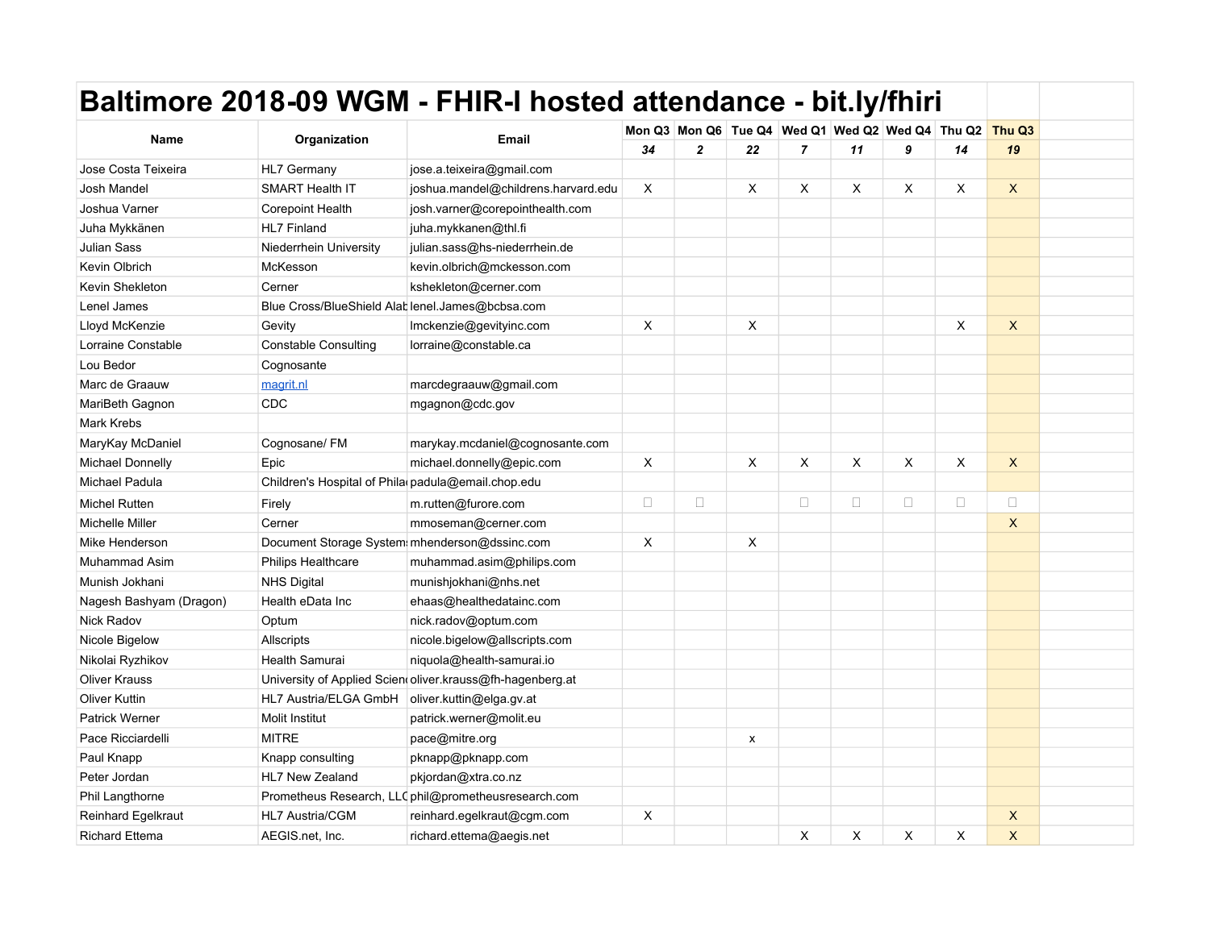# Baltimore 2018-09 WGM - FHIR-I hosted attendance - bit.ly/fhiri

| Name | Organization | Email | Mon Q3 | Mon Q6 | Tue Q4 | Wed Q1 | Wed Q2 | Wed Q4 | Thu Q2 | Thu Q3 |
|---|---|---|---|---|---|---|---|---|---|---|
| | | | *34* | *2* | *22* | *7* | *11* | *9* | *14* | *19* |
| Jose Costa Teixeira | HL7 Germany | jose.a.teixeira@gmail.com | | | | | | | | |
| Josh Mandel | SMART Health IT | joshua.mandel@childrens.harvard.edu | X | | X | X | X | X | X | X |
| Joshua Varner | Corepoint Health | josh.varner@corepointhealth.com | | | | | | | | |
| Juha Mykkänen | HL7 Finland | juha.mykkanen@thl.fi | | | | | | | | |
| Julian Sass | Niederrhein University | julian.sass@hs-niederrhein.de | | | | | | | | |
| Kevin Olbrich | McKesson | kevin.olbrich@mckesson.com | | | | | | | | |
| Kevin Shekleton | Cerner | kshekleton@cerner.com | | | | | | | | |
| Lenel James | Blue Cross/BlueShield Alab | lenel.James@bcbsa.com | | | | | | | | |
| Lloyd McKenzie | Gevity | lmckenzie@gevityinc.com | X | | X | | | | X | X |
| Lorraine Constable | Constable Consulting | lorraine@constable.ca | | | | | | | | |
| Lou Bedor | Cognosante | | | | | | | | | |
| Marc de Graauw | magrit.nl | marcdegraauw@gmail.com | | | | | | | | |
| MariBeth Gagnon | CDC | mgagnon@cdc.gov | | | | | | | | |
| Mark Krebs | | | | | | | | | | |
| MaryKay McDaniel | Cognosane/ FM | marykay.mcdaniel@cognosante.com | | | | | | | | |
| Michael Donnelly | Epic | michael.donnelly@epic.com | X | | X | X | X | X | X | X |
| Michael Padula | Children's Hospital of Philad | padula@email.chop.edu | | | | | | | | |
| Michel Rutten | Firely | m.rutten@furore.com | ☐ | ☐ | | ☐ | ☐ | ☐ | ☐ | ☐ |
| Michelle Miller | Cerner | mmoseman@cerner.com | | | | | | | | X |
| Mike Henderson | Document Storage System | mhenderson@dssinc.com | X | | X | | | | | |
| Muhammad Asim | Philips Healthcare | muhammad.asim@philips.com | | | | | | | | |
| Munish Jokhani | NHS Digital | munishjokhani@nhs.net | | | | | | | | |
| Nagesh Bashyam (Dragon) | Health eData Inc | ehaas@healthedatainc.com | | | | | | | | |
| Nick Radov | Optum | nick.radov@optum.com | | | | | | | | |
| Nicole Bigelow | Allscripts | nicole.bigelow@allscripts.com | | | | | | | | |
| Nikolai Ryzhikov | Health Samurai | niquola@health-samurai.io | | | | | | | | |
| Oliver Krauss | University of Applied Scienc | oliver.krauss@fh-hagenberg.at | | | | | | | | |
| Oliver Kuttin | HL7 Austria/ELGA GmbH | oliver.kuttin@elga.gv.at | | | | | | | | |
| Patrick Werner | Molit Institut | patrick.werner@molit.eu | | | | | | | | |
| Pace Ricciardelli | MITRE | pace@mitre.org | | | x | | | | | |
| Paul Knapp | Knapp consulting | pknapp@pknapp.com | | | | | | | | |
| Peter Jordan | HL7 New Zealand | pkjordan@xtra.co.nz | | | | | | | | |
| Phil Langthorne | Prometheus Research, LLC | phil@prometheusresearch.com | | | | | | | | |
| Reinhard Egelkraut | HL7 Austria/CGM | reinhard.egelkraut@cgm.com | X | | | | | | | X |
| Richard Ettema | AEGIS.net, Inc. | richard.ettema@aegis.net | | | | X | X | X | X | X |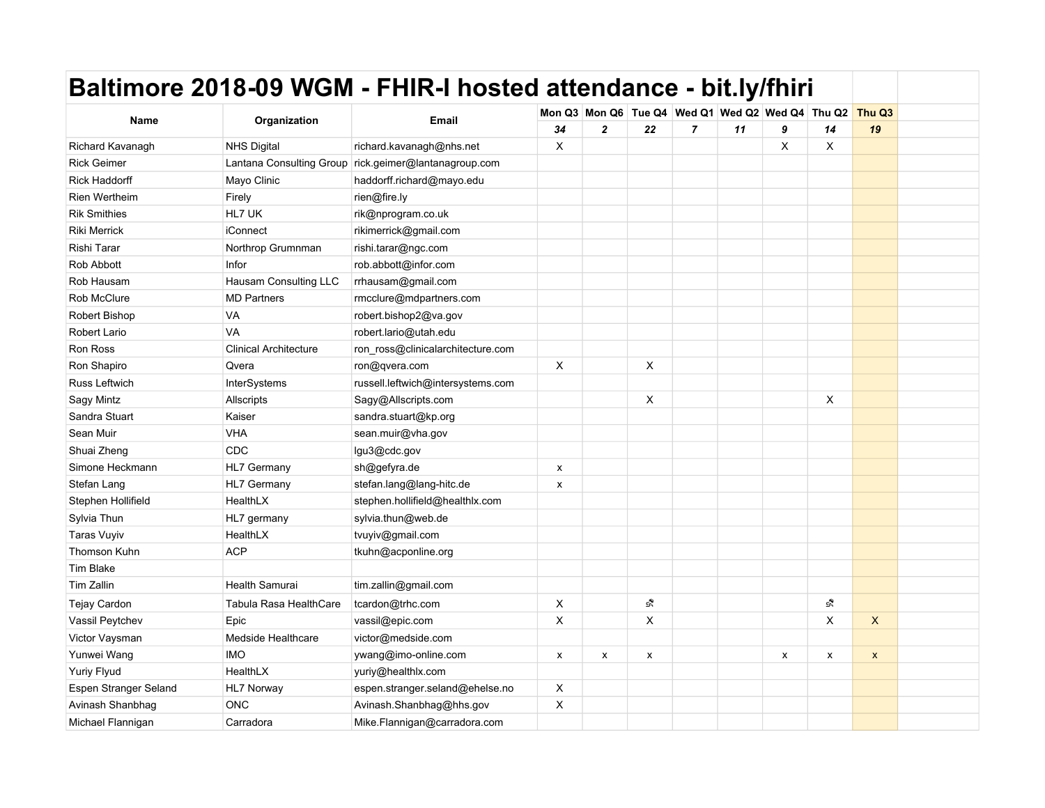# Baltimore 2018-09 WGM - FHIR-I hosted attendance - bit.ly/fhiri

| Name | Organization | Email | Mon Q3 | Mon Q6 | Tue Q4 | Wed Q1 | Wed Q2 | Wed Q4 | Thu Q2 | Thu Q3 |
|---|---|---|---|---|---|---|---|---|---|---|
| | | | *34* | *2* | *22* | *7* | *11* | *9* | *14* | *19* |
| Richard Kavanagh | NHS Digital | richard.kavanagh@nhs.net | X | | | | | X | X | |
| Rick Geimer | Lantana Consulting Group | rick.geimer@lantanagroup.com | | | | | | | | |
| Rick Haddorff | Mayo Clinic | haddorff.richard@mayo.edu | | | | | | | | |
| Rien Wertheim | Firely | rien@fire.ly | | | | | | | | |
| Rik Smithies | HL7 UK | rik@nprogram.co.uk | | | | | | | | |
| Riki Merrick | iConnect | rikimerrick@gmail.com | | | | | | | | |
| Rishi Tarar | Northrop Grumnman | rishi.tarar@ngc.com | | | | | | | | |
| Rob Abbott | Infor | rob.abbott@infor.com | | | | | | | | |
| Rob Hausam | Hausam Consulting LLC | rrhausam@gmail.com | | | | | | | | |
| Rob McClure | MD Partners | rmcclure@mdpartners.com | | | | | | | | |
| Robert Bishop | VA | robert.bishop2@va.gov | | | | | | | | |
| Robert Lario | VA | robert.lario@utah.edu | | | | | | | | |
| Ron Ross | Clinical Architecture | ron_ross@clinicalarchitecture.com | | | | | | | | |
| Ron Shapiro | Qvera | ron@qvera.com | X | | X | | | | | |
| Russ Leftwich | InterSystems | russell.leftwich@intersystems.com | | | | | | | | |
| Sagy Mintz | Allscripts | Sagy@Allscripts.com | | | X | | | | X | |
| Sandra Stuart | Kaiser | sandra.stuart@kp.org | | | | | | | | |
| Sean Muir | VHA | sean.muir@vha.gov | | | | | | | | |
| Shuai Zheng | CDC | lgu3@cdc.gov | | | | | | | | |
| Simone Heckmann | HL7 Germany | sh@gefyra.de | x | | | | | | | |
| Stefan Lang | HL7 Germany | stefan.lang@lang-hitc.de | x | | | | | | | |
| Stephen Hollifield | HealthLX | stephen.hollifield@healthlx.com | | | | | | | | |
| Sylvia Thun | HL7 germany | sylvia.thun@web.de | | | | | | | | |
| Taras Vuyiv | HealthLX | tvuyiv@gmail.com | | | | | | | | |
| Thomson Kuhn | ACP | tkuhn@acponline.org | | | | | | | | |
| Tim Blake | | | | | | | | | | |
| Tim Zallin | Health Samurai | tim.zallin@gmail.com | | | | | | | | |
| Tejay Cardon | Tabula Rasa HealthCare | tcardon@trhc.com | X | | 🚣 | | | | 🚣 | |
| Vassil Peytchev | Epic | vassil@epic.com | X | | X | | | | X | X |
| Victor Vaysman | Medside Healthcare | victor@medside.com | | | | | | | | |
| Yunwei Wang | IMO | ywang@imo-online.com | x | x | x | | | x | x | x |
| Yuriy Flyud | HealthLX | yuriy@healthlx.com | | | | | | | | |
| Espen Stranger Seland | HL7 Norway | espen.stranger.seland@ehelse.no | X | | | | | | | |
| Avinash Shanbhag | ONC | Avinash.Shanbhag@hhs.gov | X | | | | | | | |
| Michael Flannigan | Carradora | Mike.Flannigan@carradora.com | | | | | | | | |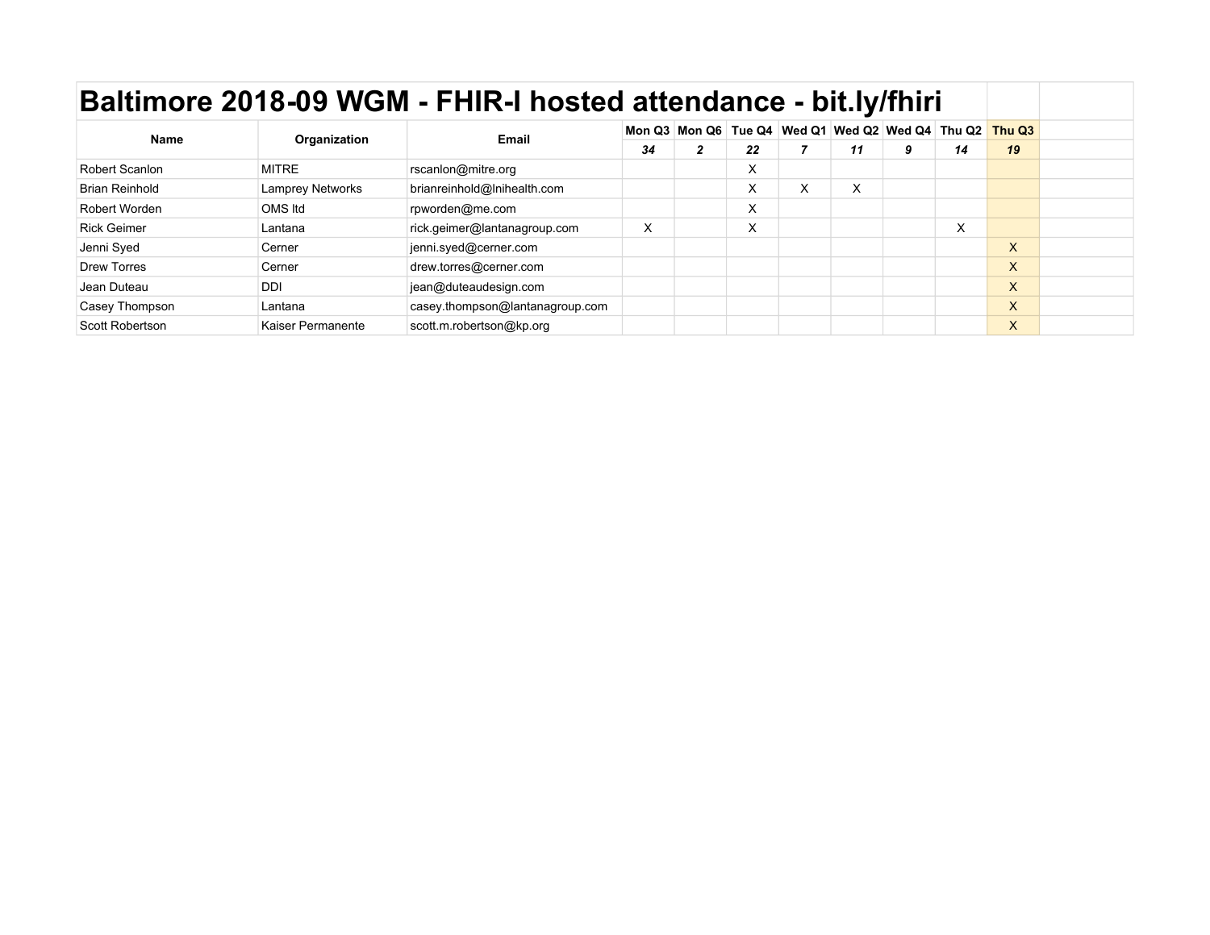# Baltimore 2018-09 WGM - FHIR-I hosted attendance - bit.ly/fhiri

| Name | Organization | Email | Mon Q3 | Mon Q6 | Tue Q4 | Wed Q1 | Wed Q2 | Wed Q4 | Thu Q2 | Thu Q3 |
|---|---|---|---|---|---|---|---|---|---|---|
| | | | *34* | *2* | *22* | *7* | *11* | *9* | *14* | *19* |
| Robert Scanlon | MITRE | rscanlon@mitre.org | | | X | | | | | |
| Brian Reinhold | Lamprey Networks | brianreinhold@lnihealth.com | | | X | X | X | | | |
| Robert Worden | OMS ltd | rpworden@me.com | | | X | | | | | |
| Rick Geimer | Lantana | rick.geimer@lantanagroup.com | X | | X | | | | X | |
| Jenni Syed | Cerner | jenni.syed@cerner.com | | | | | | | | X |
| Drew Torres | Cerner | drew.torres@cerner.com | | | | | | | | X |
| Jean Duteau | DDI | jean@duteaudesign.com | | | | | | | | X |
| Casey Thompson | Lantana | casey.thompson@lantanagroup.com | | | | | | | | X |
| Scott Robertson | Kaiser Permanente | scott.m.robertson@kp.org | | | | | | | | X |